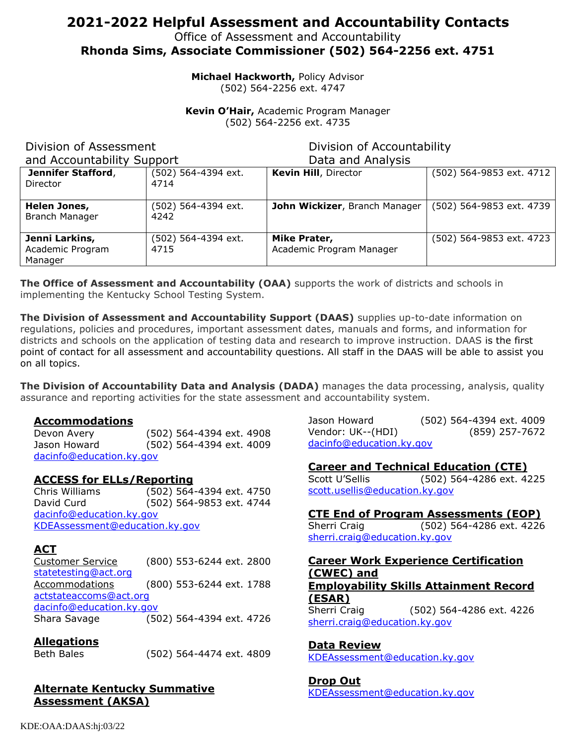# 2021-2022 Helpful Assessment and Accountability Contacts

Office of Assessment and Accountability

**Rhonda Sims, Associate Commissioner (502) 564-2256 ext. 4751**

**Michael Hackworth,** Policy Advisor
(502) 564-2256 ext. 4747

**Kevin O'Hair,** Academic Program Manager
(502) 564-2256 ext. 4735

| Division of Assessment and Accountability Support | | Division of Accountability Data and Analysis | |
|---|---|---|---|
| **Jennifer Stafford**, Director | (502) 564-4394 ext. 4714 | **Kevin Hill**, Director | (502) 564-9853 ext. 4712 |
| **Helen Jones,** Branch Manager | (502) 564-4394 ext. 4242 | **John Wickizer**, Branch Manager | (502) 564-9853 ext. 4739 |
| **Jenni Larkins,** Academic Program Manager | (502) 564-4394 ext. 4715 | **Mike Prater,** Academic Program Manager | (502) 564-9853 ext. 4723 |

**The Office of Assessment and Accountability (OAA)** supports the work of districts and schools in implementing the Kentucky School Testing System.

**The Division of Assessment and Accountability Support (DAAS)** supplies up-to-date information on regulations, policies and procedures, important assessment dates, manuals and forms, and information for districts and schools on the application of testing data and research to improve instruction. DAAS is the first point of contact for all assessment and accountability questions. All staff in the DAAS will be able to assist you on all topics.

**The Division of Accountability Data and Analysis (DADA)** manages the data processing, analysis, quality assurance and reporting activities for the state assessment and accountability system.

## Accommodations

Devon Avery (502) 564-4394 ext. 4908
Jason Howard (502) 564-4394 ext. 4009
dacinfo@education.ky.gov

## ACCESS for ELLs/Reporting

Chris Williams (502) 564-4394 ext. 4750
David Curd (502) 564-9853 ext. 4744
dacinfo@education.ky.gov
KDEAssessment@education.ky.gov

## ACT

Customer Service (800) 553-6244 ext. 2800
statetesting@act.org
Accommodations (800) 553-6244 ext. 1788
actstateaccoms@act.org
dacinfo@education.ky.gov
Shara Savage (502) 564-4394 ext. 4726

## Allegations

Beth Bales (502) 564-4474 ext. 4809

## Alternate Kentucky Summative Assessment (AKSA)

Jason Howard (502) 564-4394 ext. 4009
Vendor: UK--(HDI) (859) 257-7672
dacinfo@education.ky.gov

## Career and Technical Education (CTE)

Scott U'Sellis (502) 564-4286 ext. 4225
scott.usellis@education.ky.gov

## CTE End of Program Assessments (EOP)

Sherri Craig (502) 564-4286 ext. 4226
sherri.craig@education.ky.gov

## Career Work Experience Certification (CWEC) and Employability Skills Attainment Record (ESAR)

Sherri Craig (502) 564-4286 ext. 4226
sherri.craig@education.ky.gov

## Data Review

KDEAssessment@education.ky.gov

## Drop Out

KDEAssessment@education.ky.gov

KDE:OAA:DAAS:hj:03/22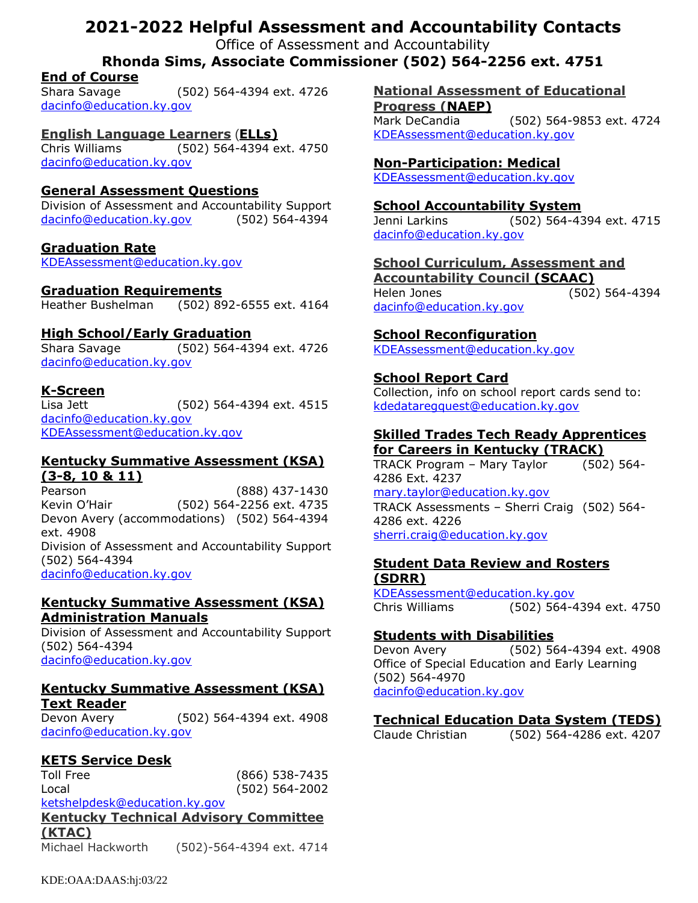# 2021-2022 Helpful Assessment and Accountability Contacts

Office of Assessment and Accountability

**Rhonda Sims, Associate Commissioner (502) 564-2256 ext. 4751**

**End of Course**
Shara Savage (502) 564-4394 ext. 4726
dacinfo@education.ky.gov

**English Language Learners (ELLs)**
Chris Williams (502) 564-4394 ext. 4750
dacinfo@education.ky.gov

**General Assessment Questions**
Division of Assessment and Accountability Support
dacinfo@education.ky.gov (502) 564-4394

**Graduation Rate**
KDEAssessment@education.ky.gov

**Graduation Requirements**
Heather Bushelman (502) 892-6555 ext. 4164

**High School/Early Graduation**
Shara Savage (502) 564-4394 ext. 4726
dacinfo@education.ky.gov

**K-Screen**
Lisa Jett (502) 564-4394 ext. 4515
dacinfo@education.ky.gov
KDEAssessment@education.ky.gov

**Kentucky Summative Assessment (KSA) (3-8, 10 & 11)**
Pearson (888) 437-1430
Kevin O'Hair (502) 564-2256 ext. 4735
Devon Avery (accommodations) (502) 564-4394 ext. 4908
Division of Assessment and Accountability Support (502) 564-4394
dacinfo@education.ky.gov

**Kentucky Summative Assessment (KSA) Administration Manuals**
Division of Assessment and Accountability Support (502) 564-4394
dacinfo@education.ky.gov

**Kentucky Summative Assessment (KSA) Text Reader**
Devon Avery (502) 564-4394 ext. 4908
dacinfo@education.ky.gov

**KETS Service Desk**
Toll Free (866) 538-7435
Local (502) 564-2002
ketshelpdesk@education.ky.gov

**Kentucky Technical Advisory Committee (KTAC)**
Michael Hackworth (502)-564-4394 ext. 4714

**National Assessment of Educational Progress (NAEP)**
Mark DeCandia (502) 564-9853 ext. 4724
KDEAssessment@education.ky.gov

**Non-Participation: Medical**
KDEAssessment@education.ky.gov

**School Accountability System**
Jenni Larkins (502) 564-4394 ext. 4715
dacinfo@education.ky.gov

**School Curriculum, Assessment and Accountability Council (SCAAC)**
Helen Jones (502) 564-4394
dacinfo@education.ky.gov

**School Reconfiguration**
KDEAssessment@education.ky.gov

**School Report Card**
Collection, info on school report cards send to:
kdedataregquest@education.ky.gov

**Skilled Trades Tech Ready Apprentices for Careers in Kentucky (TRACK)**
TRACK Program – Mary Taylor (502) 564-4286 Ext. 4237
mary.taylor@education.ky.gov
TRACK Assessments – Sherri Craig (502) 564-4286 ext. 4226
sherri.craig@education.ky.gov

**Student Data Review and Rosters (SDRR)**
KDEAssessment@education.ky.gov
Chris Williams (502) 564-4394 ext. 4750

**Students with Disabilities**
Devon Avery (502) 564-4394 ext. 4908
Office of Special Education and Early Learning (502) 564-4970
dacinfo@education.ky.gov

**Technical Education Data System (TEDS)**
Claude Christian (502) 564-4286 ext. 4207

KDE:OAA:DAAS:hj:03/22